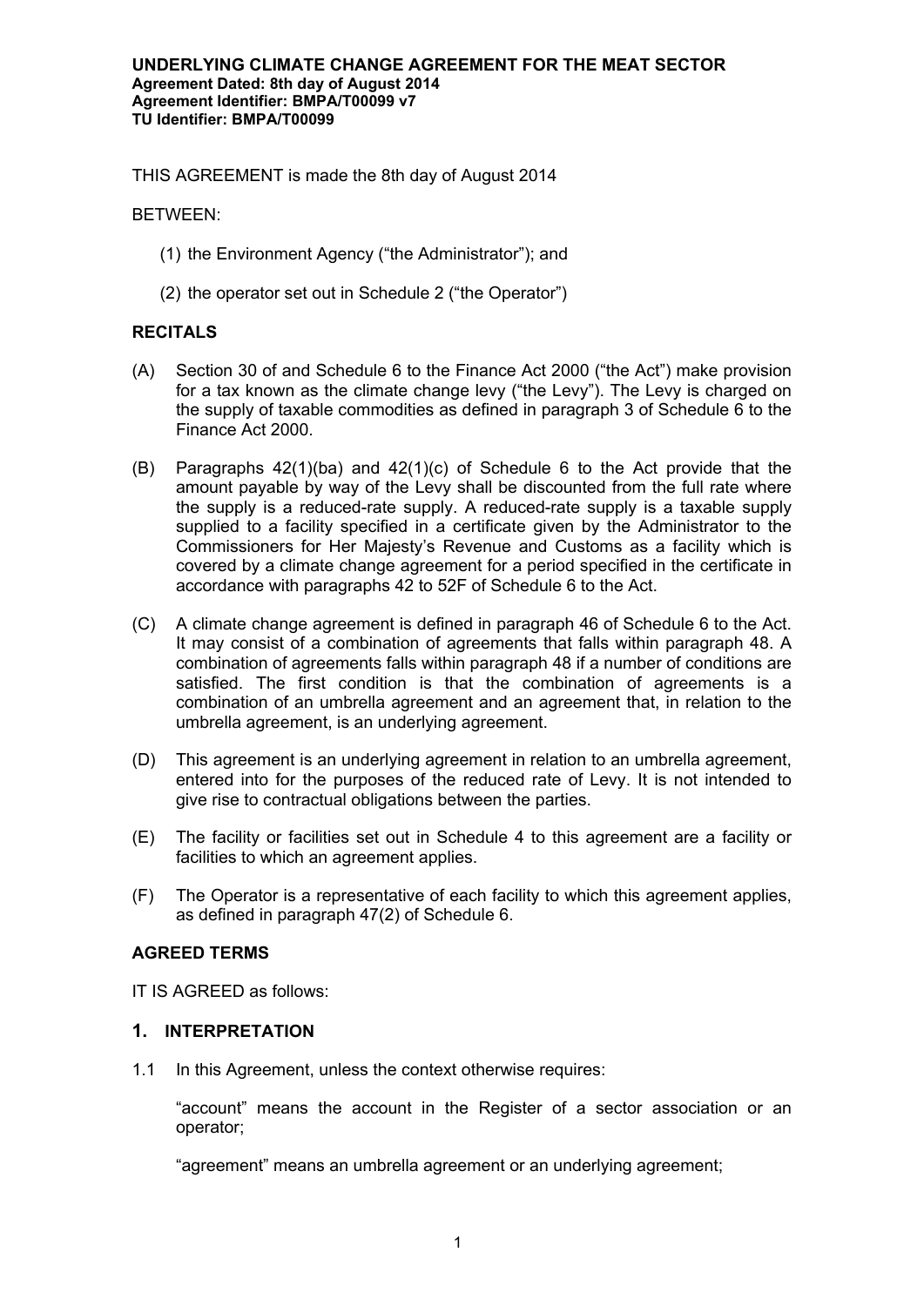**UNDERLYING CLIMATE CHANGE AGREEMENT FOR THE MEAT SECTOR**
**Agreement Dated: 8th day of August 2014**
**Agreement Identifier: BMPA/T00099 v7**
**TU Identifier: BMPA/T00099**

THIS AGREEMENT is made the 8th day of August 2014

BETWEEN:

(1) the Environment Agency ("the Administrator"); and

(2) the operator set out in Schedule 2 ("the Operator")

## RECITALS

(A) Section 30 of and Schedule 6 to the Finance Act 2000 ("the Act") make provision for a tax known as the climate change levy ("the Levy"). The Levy is charged on the supply of taxable commodities as defined in paragraph 3 of Schedule 6 to the Finance Act 2000.

(B) Paragraphs 42(1)(ba) and 42(1)(c) of Schedule 6 to the Act provide that the amount payable by way of the Levy shall be discounted from the full rate where the supply is a reduced-rate supply. A reduced-rate supply is a taxable supply supplied to a facility specified in a certificate given by the Administrator to the Commissioners for Her Majesty's Revenue and Customs as a facility which is covered by a climate change agreement for a period specified in the certificate in accordance with paragraphs 42 to 52F of Schedule 6 to the Act.

(C) A climate change agreement is defined in paragraph 46 of Schedule 6 to the Act. It may consist of a combination of agreements that falls within paragraph 48. A combination of agreements falls within paragraph 48 if a number of conditions are satisfied. The first condition is that the combination of agreements is a combination of an umbrella agreement and an agreement that, in relation to the umbrella agreement, is an underlying agreement.

(D) This agreement is an underlying agreement in relation to an umbrella agreement, entered into for the purposes of the reduced rate of Levy. It is not intended to give rise to contractual obligations between the parties.

(E) The facility or facilities set out in Schedule 4 to this agreement are a facility or facilities to which an agreement applies.

(F) The Operator is a representative of each facility to which this agreement applies, as defined in paragraph 47(2) of Schedule 6.

## AGREED TERMS

IT IS AGREED as follows:

### 1. INTERPRETATION

1.1 In this Agreement, unless the context otherwise requires:

"account" means the account in the Register of a sector association or an operator;

"agreement" means an umbrella agreement or an underlying agreement;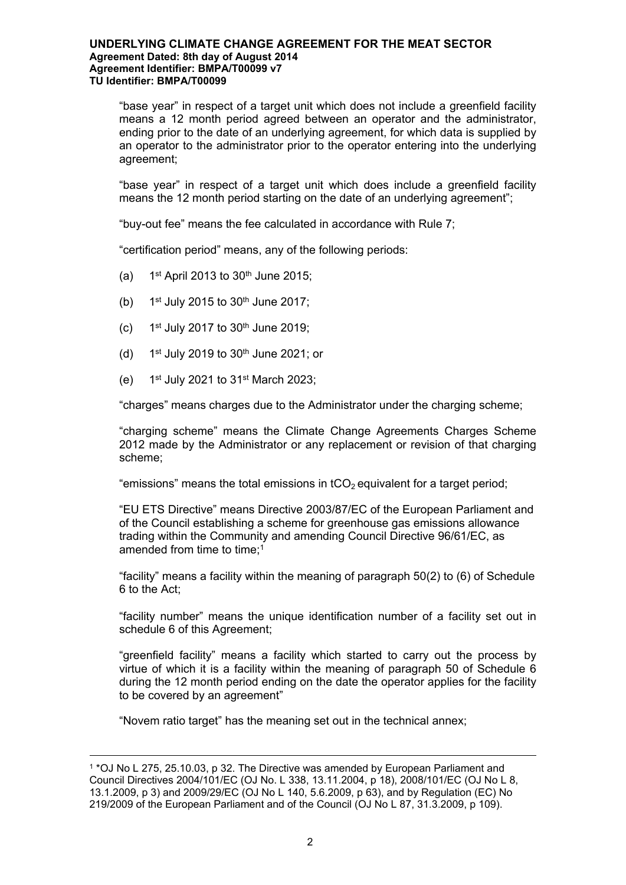"base year" in respect of a target unit which does not include a greenfield facility means a 12 month period agreed between an operator and the administrator, ending prior to the date of an underlying agreement, for which data is supplied by an operator to the administrator prior to the operator entering into the underlying agreement;

"base year" in respect of a target unit which does include a greenfield facility means the 12 month period starting on the date of an underlying agreement";

"buy-out fee" means the fee calculated in accordance with Rule 7;

"certification period" means, any of the following periods:

(a) 1st April 2013 to 30th June 2015;

(b) 1st July 2015 to 30th June 2017;

(c) 1st July 2017 to 30th June 2019;

(d) 1st July 2019 to 30th June 2021; or

(e) 1st July 2021 to 31st March 2023;

"charges" means charges due to the Administrator under the charging scheme;

"charging scheme" means the Climate Change Agreements Charges Scheme 2012 made by the Administrator or any replacement or revision of that charging scheme;

"emissions" means the total emissions in $tCO_2$ equivalent for a target period;

"EU ETS Directive" means Directive 2003/87/EC of the European Parliament and of the Council establishing a scheme for greenhouse gas emissions allowance trading within the Community and amending Council Directive 96/61/EC, as amended from time to time;[1]

"facility" means a facility within the meaning of paragraph 50(2) to (6) of Schedule 6 to the Act;

"facility number" means the unique identification number of a facility set out in schedule 6 of this Agreement;

"greenfield facility" means a facility which started to carry out the process by virtue of which it is a facility within the meaning of paragraph 50 of Schedule 6 during the 12 month period ending on the date the operator applies for the facility to be covered by an agreement"

"Novem ratio target" has the meaning set out in the technical annex;

---

[1] *OJ No L 275, 25.10.03, p 32. The Directive was amended by European Parliament and Council Directives 2004/101/EC (OJ No. L 338, 13.11.2004, p 18), 2008/101/EC (OJ No L 8, 13.1.2009, p 3) and 2009/29/EC (OJ No L 140, 5.6.2009, p 63), and by Regulation (EC) No 219/2009 of the European Parliament and of the Council (OJ No L 87, 31.3.2009, p 109).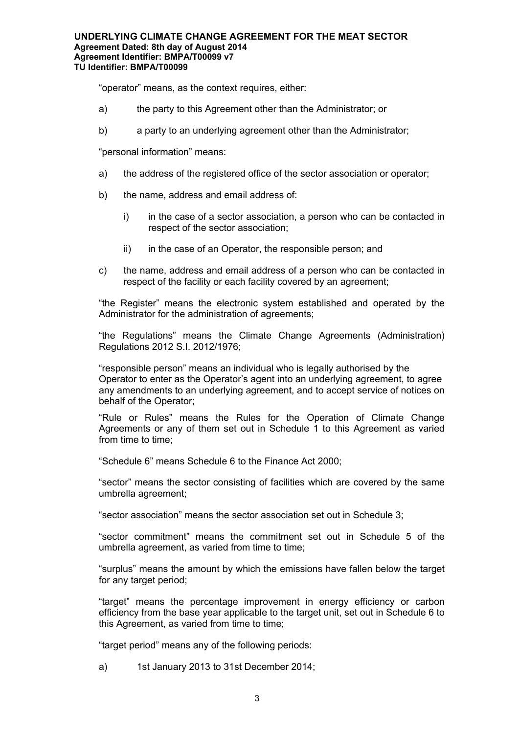"operator" means, as the context requires, either:

a) the party to this Agreement other than the Administrator; or

b) a party to an underlying agreement other than the Administrator;

"personal information" means:

a) the address of the registered office of the sector association or operator;

b) the name, address and email address of:

   i) in the case of a sector association, a person who can be contacted in respect of the sector association;

   ii) in the case of an Operator, the responsible person; and

c) the name, address and email address of a person who can be contacted in respect of the facility or each facility covered by an agreement;

"the Register" means the electronic system established and operated by the Administrator for the administration of agreements;

"the Regulations" means the Climate Change Agreements (Administration) Regulations 2012 S.I. 2012/1976;

"responsible person" means an individual who is legally authorised by the Operator to enter as the Operator's agent into an underlying agreement, to agree any amendments to an underlying agreement, and to accept service of notices on behalf of the Operator;

"Rule or Rules" means the Rules for the Operation of Climate Change Agreements or any of them set out in Schedule 1 to this Agreement as varied from time to time;

"Schedule 6" means Schedule 6 to the Finance Act 2000;

"sector" means the sector consisting of facilities which are covered by the same umbrella agreement;

"sector association" means the sector association set out in Schedule 3;

"sector commitment" means the commitment set out in Schedule 5 of the umbrella agreement, as varied from time to time;

"surplus" means the amount by which the emissions have fallen below the target for any target period;

"target" means the percentage improvement in energy efficiency or carbon efficiency from the base year applicable to the target unit, set out in Schedule 6 to this Agreement, as varied from time to time;

"target period" means any of the following periods:

a) 1st January 2013 to 31st December 2014;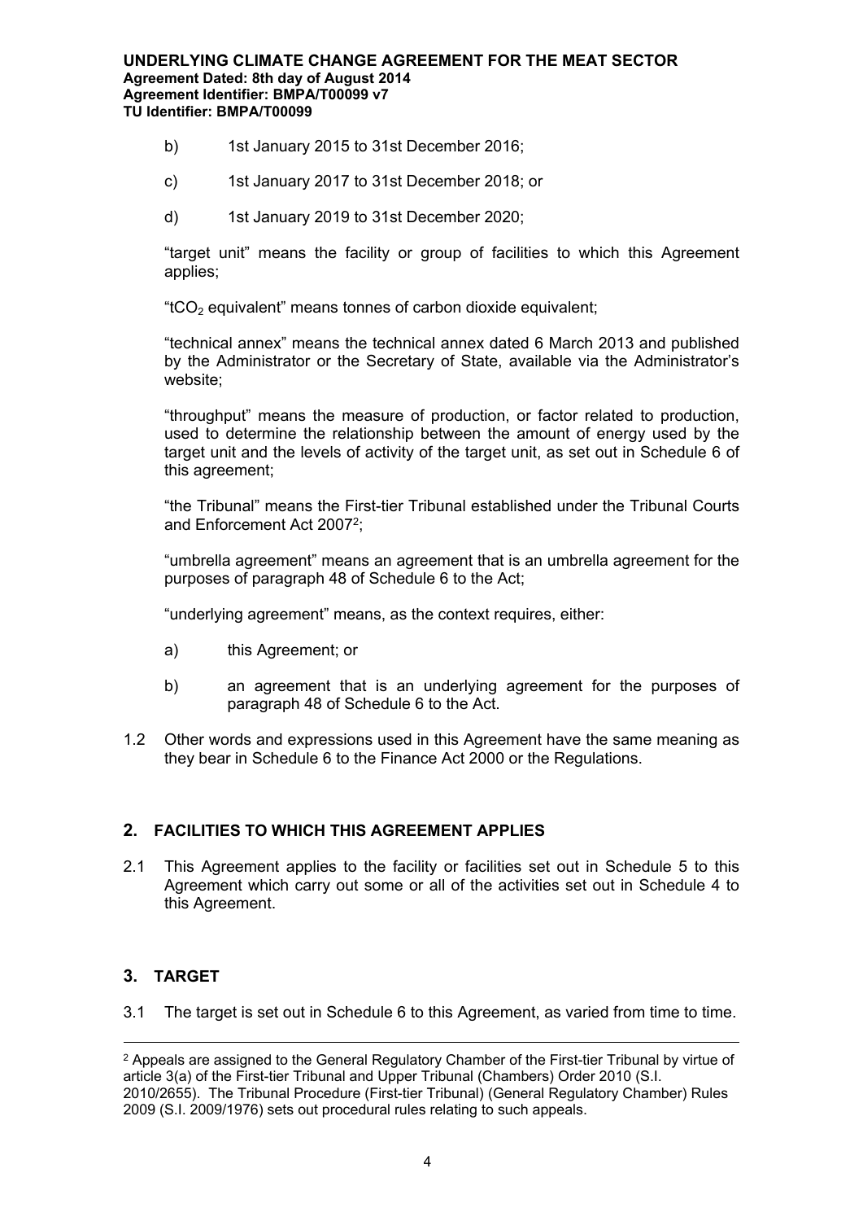b) 1st January 2015 to 31st December 2016;

c) 1st January 2017 to 31st December 2018; or

d) 1st January 2019 to 31st December 2020;

"target unit" means the facility or group of facilities to which this Agreement applies;

"$tCO_2$ equivalent" means tonnes of carbon dioxide equivalent;

"technical annex" means the technical annex dated 6 March 2013 and published by the Administrator or the Secretary of State, available via the Administrator's website;

"throughput" means the measure of production, or factor related to production, used to determine the relationship between the amount of energy used by the target unit and the levels of activity of the target unit, as set out in Schedule 6 of this agreement;

"the Tribunal" means the First-tier Tribunal established under the Tribunal Courts and Enforcement Act 2007[2];

"umbrella agreement" means an agreement that is an umbrella agreement for the purposes of paragraph 48 of Schedule 6 to the Act;

"underlying agreement" means, as the context requires, either:

a) this Agreement; or

b) an agreement that is an underlying agreement for the purposes of paragraph 48 of Schedule 6 to the Act.

1.2 Other words and expressions used in this Agreement have the same meaning as they bear in Schedule 6 to the Finance Act 2000 or the Regulations.

## 2. FACILITIES TO WHICH THIS AGREEMENT APPLIES

2.1 This Agreement applies to the facility or facilities set out in Schedule 5 to this Agreement which carry out some or all of the activities set out in Schedule 4 to this Agreement.

## 3. TARGET

3.1 The target is set out in Schedule 6 to this Agreement, as varied from time to time.

---

[2] Appeals are assigned to the General Regulatory Chamber of the First-tier Tribunal by virtue of article 3(a) of the First-tier Tribunal and Upper Tribunal (Chambers) Order 2010 (S.I. 2010/2655). The Tribunal Procedure (First-tier Tribunal) (General Regulatory Chamber) Rules 2009 (S.I. 2009/1976) sets out procedural rules relating to such appeals.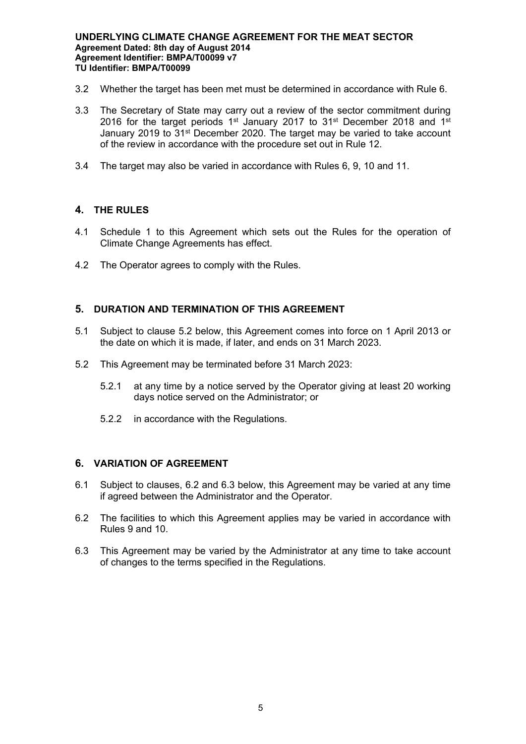3.2 Whether the target has been met must be determined in accordance with Rule 6.

3.3 The Secretary of State may carry out a review of the sector commitment during 2016 for the target periods 1st January 2017 to 31st December 2018 and 1st January 2019 to 31st December 2020. The target may be varied to take account of the review in accordance with the procedure set out in Rule 12.

3.4 The target may also be varied in accordance with Rules 6, 9, 10 and 11.

## 4. THE RULES

4.1 Schedule 1 to this Agreement which sets out the Rules for the operation of Climate Change Agreements has effect.

4.2 The Operator agrees to comply with the Rules.

## 5. DURATION AND TERMINATION OF THIS AGREEMENT

5.1 Subject to clause 5.2 below, this Agreement comes into force on 1 April 2013 or the date on which it is made, if later, and ends on 31 March 2023.

5.2 This Agreement may be terminated before 31 March 2023:

5.2.1 at any time by a notice served by the Operator giving at least 20 working days notice served on the Administrator; or

5.2.2 in accordance with the Regulations.

## 6. VARIATION OF AGREEMENT

6.1 Subject to clauses, 6.2 and 6.3 below, this Agreement may be varied at any time if agreed between the Administrator and the Operator.

6.2 The facilities to which this Agreement applies may be varied in accordance with Rules 9 and 10.

6.3 This Agreement may be varied by the Administrator at any time to take account of changes to the terms specified in the Regulations.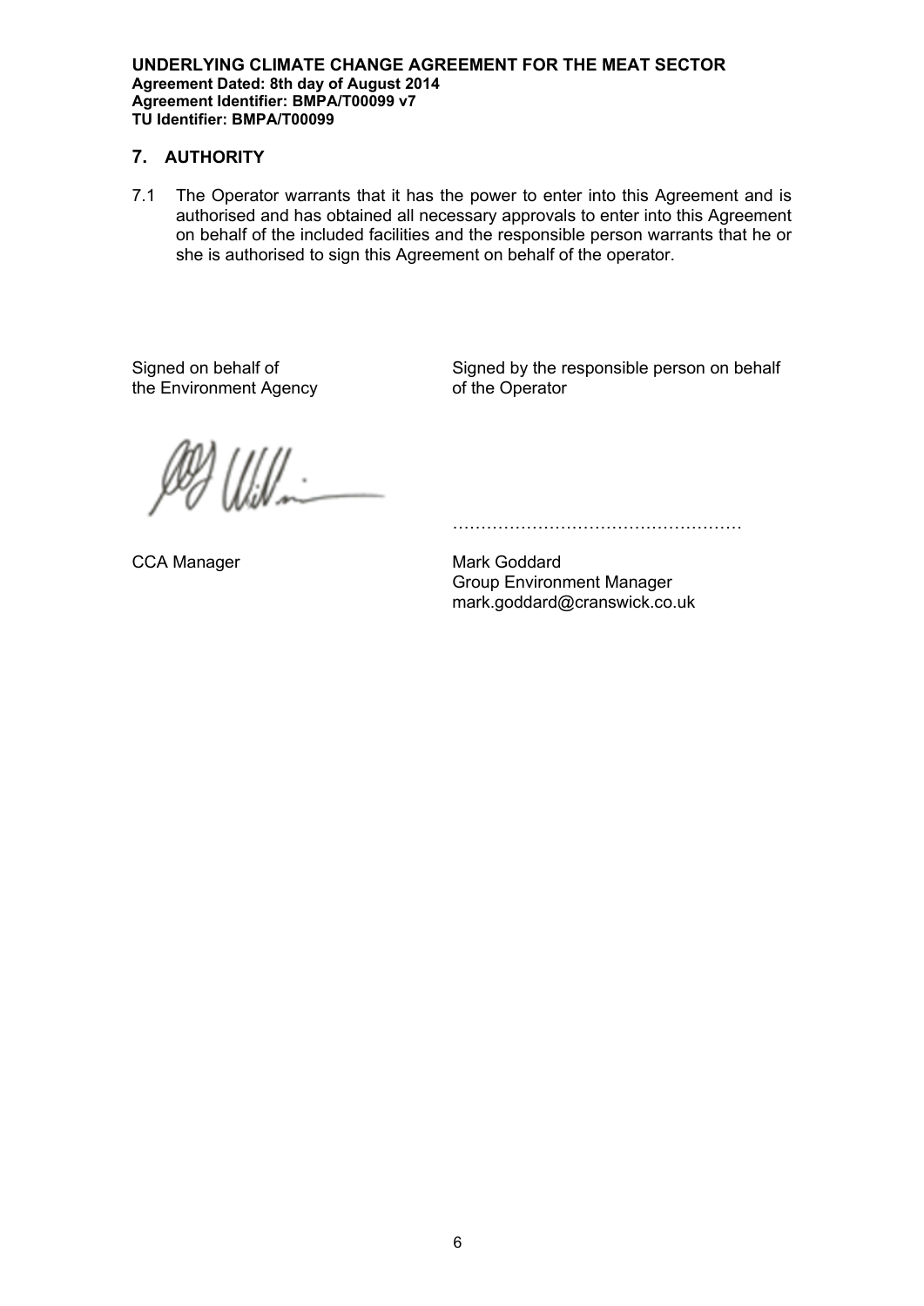## 7. AUTHORITY

7.1 The Operator warrants that it has the power to enter into this Agreement and is authorised and has obtained all necessary approvals to enter into this Agreement on behalf of the included facilities and the responsible person warrants that he or she is authorised to sign this Agreement on behalf of the operator.

Signed on behalf of the Environment Agency

CCA Manager

Signed by the responsible person on behalf of the Operator

……………………………………………

Mark Goddard
Group Environment Manager
mark.goddard@cranswick.co.uk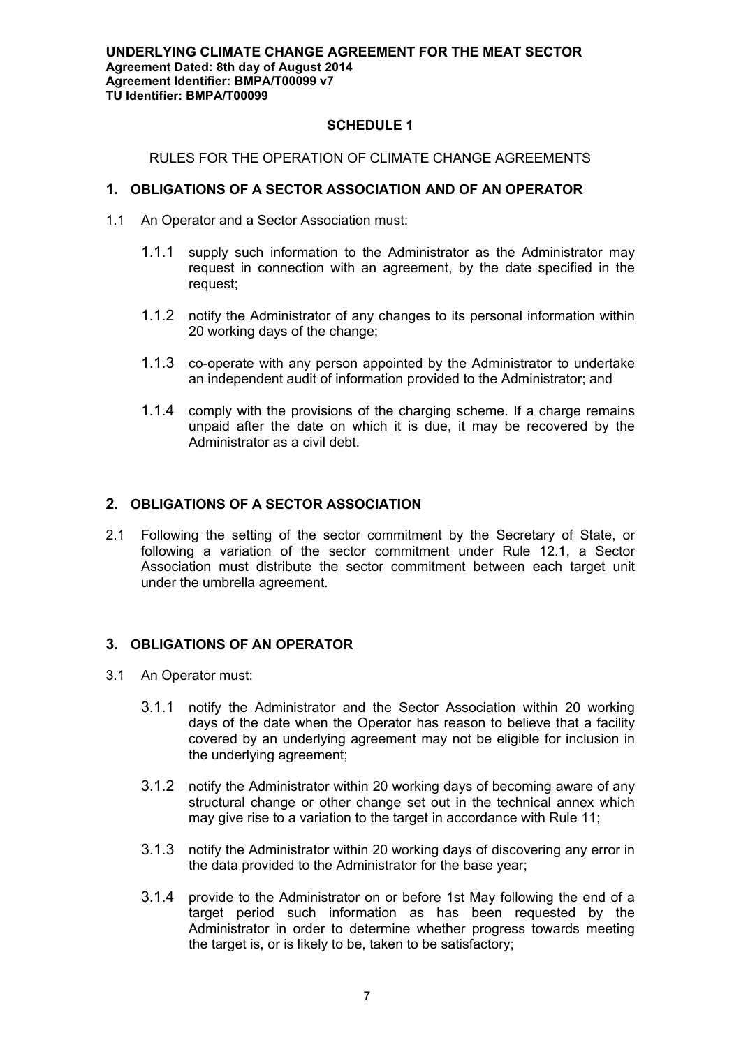## SCHEDULE 1

RULES FOR THE OPERATION OF CLIMATE CHANGE AGREEMENTS

### 1. OBLIGATIONS OF A SECTOR ASSOCIATION AND OF AN OPERATOR

1.1 An Operator and a Sector Association must:

1.1.1 supply such information to the Administrator as the Administrator may request in connection with an agreement, by the date specified in the request;

1.1.2 notify the Administrator of any changes to its personal information within 20 working days of the change;

1.1.3 co-operate with any person appointed by the Administrator to undertake an independent audit of information provided to the Administrator; and

1.1.4 comply with the provisions of the charging scheme. If a charge remains unpaid after the date on which it is due, it may be recovered by the Administrator as a civil debt.

### 2. OBLIGATIONS OF A SECTOR ASSOCIATION

2.1 Following the setting of the sector commitment by the Secretary of State, or following a variation of the sector commitment under Rule 12.1, a Sector Association must distribute the sector commitment between each target unit under the umbrella agreement.

### 3. OBLIGATIONS OF AN OPERATOR

3.1 An Operator must:

3.1.1 notify the Administrator and the Sector Association within 20 working days of the date when the Operator has reason to believe that a facility covered by an underlying agreement may not be eligible for inclusion in the underlying agreement;

3.1.2 notify the Administrator within 20 working days of becoming aware of any structural change or other change set out in the technical annex which may give rise to a variation to the target in accordance with Rule 11;

3.1.3 notify the Administrator within 20 working days of discovering any error in the data provided to the Administrator for the base year;

3.1.4 provide to the Administrator on or before 1st May following the end of a target period such information as has been requested by the Administrator in order to determine whether progress towards meeting the target is, or is likely to be, taken to be satisfactory;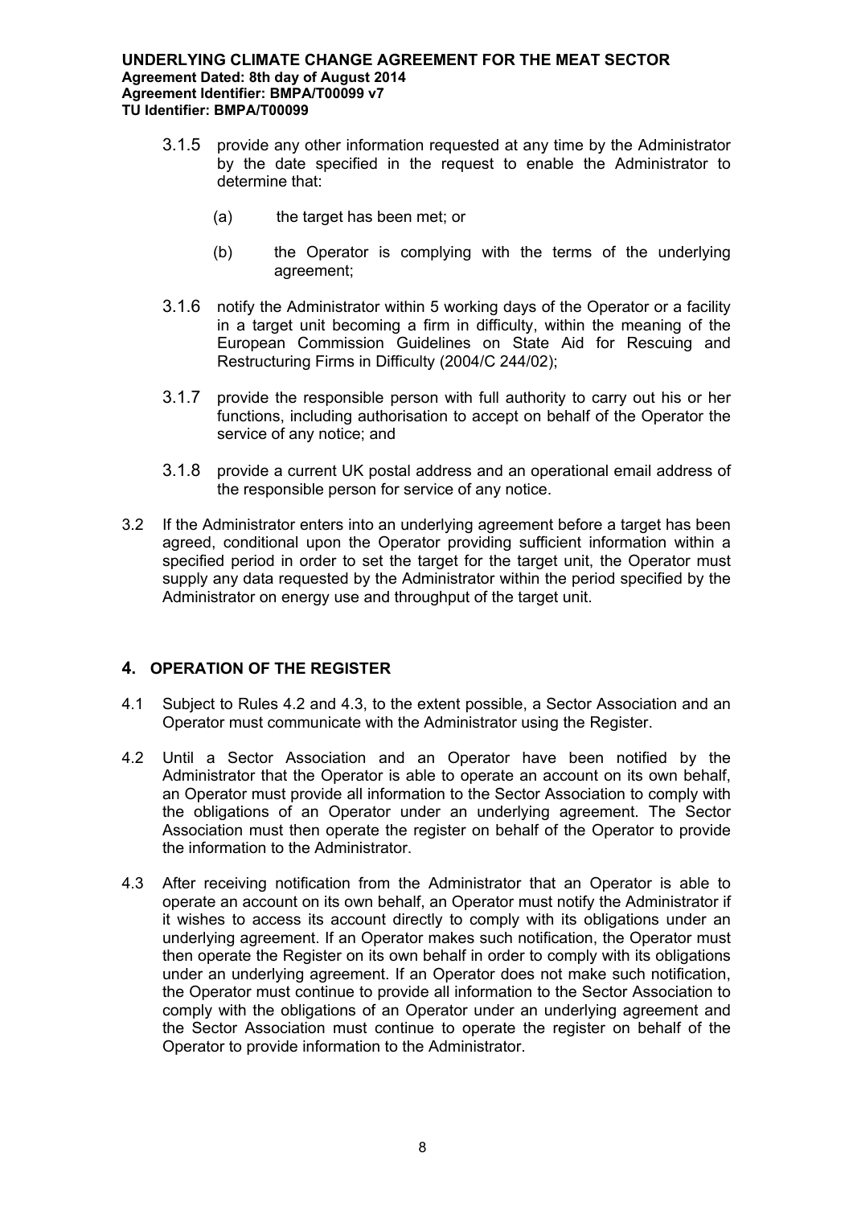3.1.5 provide any other information requested at any time by the Administrator by the date specified in the request to enable the Administrator to determine that:

(a) the target has been met; or

(b) the Operator is complying with the terms of the underlying agreement;

3.1.6 notify the Administrator within 5 working days of the Operator or a facility in a target unit becoming a firm in difficulty, within the meaning of the European Commission Guidelines on State Aid for Rescuing and Restructuring Firms in Difficulty (2004/C 244/02);

3.1.7 provide the responsible person with full authority to carry out his or her functions, including authorisation to accept on behalf of the Operator the service of any notice; and

3.1.8 provide a current UK postal address and an operational email address of the responsible person for service of any notice.

3.2 If the Administrator enters into an underlying agreement before a target has been agreed, conditional upon the Operator providing sufficient information within a specified period in order to set the target for the target unit, the Operator must supply any data requested by the Administrator within the period specified by the Administrator on energy use and throughput of the target unit.

## 4. OPERATION OF THE REGISTER

4.1 Subject to Rules 4.2 and 4.3, to the extent possible, a Sector Association and an Operator must communicate with the Administrator using the Register.

4.2 Until a Sector Association and an Operator have been notified by the Administrator that the Operator is able to operate an account on its own behalf, an Operator must provide all information to the Sector Association to comply with the obligations of an Operator under an underlying agreement. The Sector Association must then operate the register on behalf of the Operator to provide the information to the Administrator.

4.3 After receiving notification from the Administrator that an Operator is able to operate an account on its own behalf, an Operator must notify the Administrator if it wishes to access its account directly to comply with its obligations under an underlying agreement. If an Operator makes such notification, the Operator must then operate the Register on its own behalf in order to comply with its obligations under an underlying agreement. If an Operator does not make such notification, the Operator must continue to provide all information to the Sector Association to comply with the obligations of an Operator under an underlying agreement and the Sector Association must continue to operate the register on behalf of the Operator to provide information to the Administrator.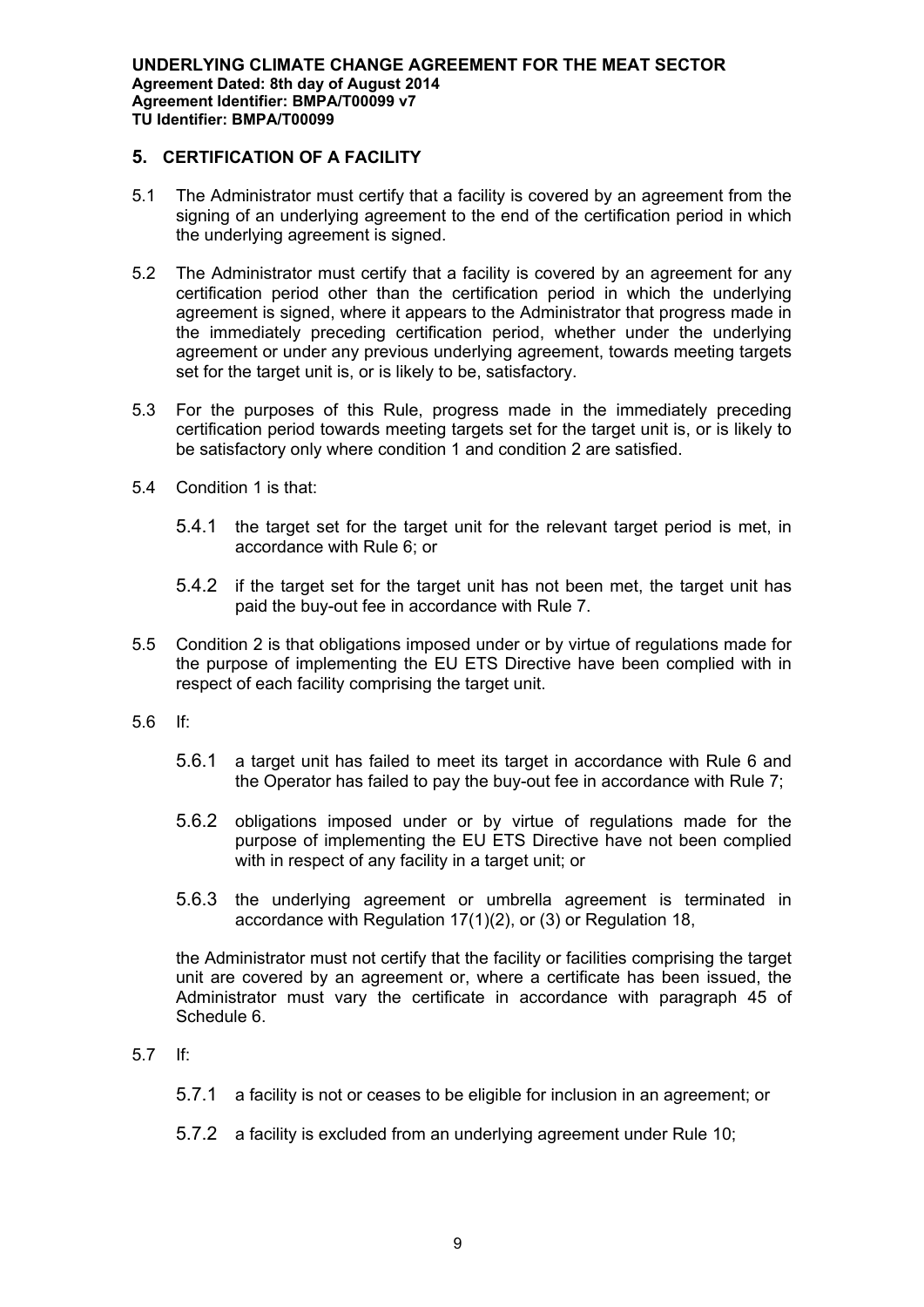## 5. CERTIFICATION OF A FACILITY

5.1 The Administrator must certify that a facility is covered by an agreement from the signing of an underlying agreement to the end of the certification period in which the underlying agreement is signed.

5.2 The Administrator must certify that a facility is covered by an agreement for any certification period other than the certification period in which the underlying agreement is signed, where it appears to the Administrator that progress made in the immediately preceding certification period, whether under the underlying agreement or under any previous underlying agreement, towards meeting targets set for the target unit is, or is likely to be, satisfactory.

5.3 For the purposes of this Rule, progress made in the immediately preceding certification period towards meeting targets set for the target unit is, or is likely to be satisfactory only where condition 1 and condition 2 are satisfied.

5.4 Condition 1 is that:

5.4.1 the target set for the target unit for the relevant target period is met, in accordance with Rule 6; or

5.4.2 if the target set for the target unit has not been met, the target unit has paid the buy-out fee in accordance with Rule 7.

5.5 Condition 2 is that obligations imposed under or by virtue of regulations made for the purpose of implementing the EU ETS Directive have been complied with in respect of each facility comprising the target unit.

5.6 If:

5.6.1 a target unit has failed to meet its target in accordance with Rule 6 and the Operator has failed to pay the buy-out fee in accordance with Rule 7;

5.6.2 obligations imposed under or by virtue of regulations made for the purpose of implementing the EU ETS Directive have not been complied with in respect of any facility in a target unit; or

5.6.3 the underlying agreement or umbrella agreement is terminated in accordance with Regulation 17(1)(2), or (3) or Regulation 18,

the Administrator must not certify that the facility or facilities comprising the target unit are covered by an agreement or, where a certificate has been issued, the Administrator must vary the certificate in accordance with paragraph 45 of Schedule 6.

5.7 If:

5.7.1 a facility is not or ceases to be eligible for inclusion in an agreement; or

5.7.2 a facility is excluded from an underlying agreement under Rule 10;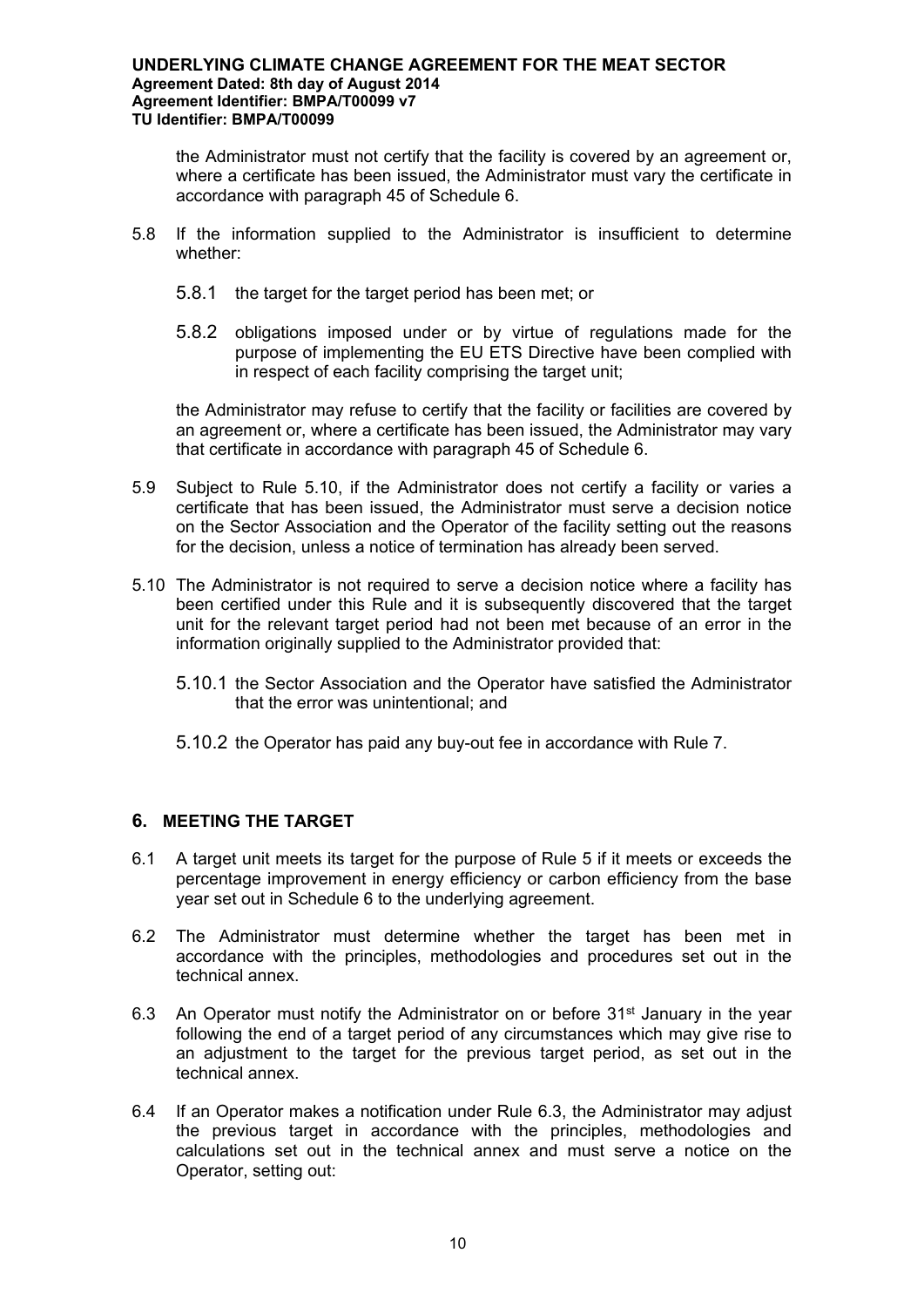the Administrator must not certify that the facility is covered by an agreement or, where a certificate has been issued, the Administrator must vary the certificate in accordance with paragraph 45 of Schedule 6.

5.8 If the information supplied to the Administrator is insufficient to determine whether:

 5.8.1 the target for the target period has been met; or

 5.8.2 obligations imposed under or by virtue of regulations made for the purpose of implementing the EU ETS Directive have been complied with in respect of each facility comprising the target unit;

 the Administrator may refuse to certify that the facility or facilities are covered by an agreement or, where a certificate has been issued, the Administrator may vary that certificate in accordance with paragraph 45 of Schedule 6.

5.9 Subject to Rule 5.10, if the Administrator does not certify a facility or varies a certificate that has been issued, the Administrator must serve a decision notice on the Sector Association and the Operator of the facility setting out the reasons for the decision, unless a notice of termination has already been served.

5.10 The Administrator is not required to serve a decision notice where a facility has been certified under this Rule and it is subsequently discovered that the target unit for the relevant target period had not been met because of an error in the information originally supplied to the Administrator provided that:

 5.10.1 the Sector Association and the Operator have satisfied the Administrator that the error was unintentional; and

 5.10.2 the Operator has paid any buy-out fee in accordance with Rule 7.

## 6. MEETING THE TARGET

6.1 A target unit meets its target for the purpose of Rule 5 if it meets or exceeds the percentage improvement in energy efficiency or carbon efficiency from the base year set out in Schedule 6 to the underlying agreement.

6.2 The Administrator must determine whether the target has been met in accordance with the principles, methodologies and procedures set out in the technical annex.

6.3 An Operator must notify the Administrator on or before 31st January in the year following the end of a target period of any circumstances which may give rise to an adjustment to the target for the previous target period, as set out in the technical annex.

6.4 If an Operator makes a notification under Rule 6.3, the Administrator may adjust the previous target in accordance with the principles, methodologies and calculations set out in the technical annex and must serve a notice on the Operator, setting out: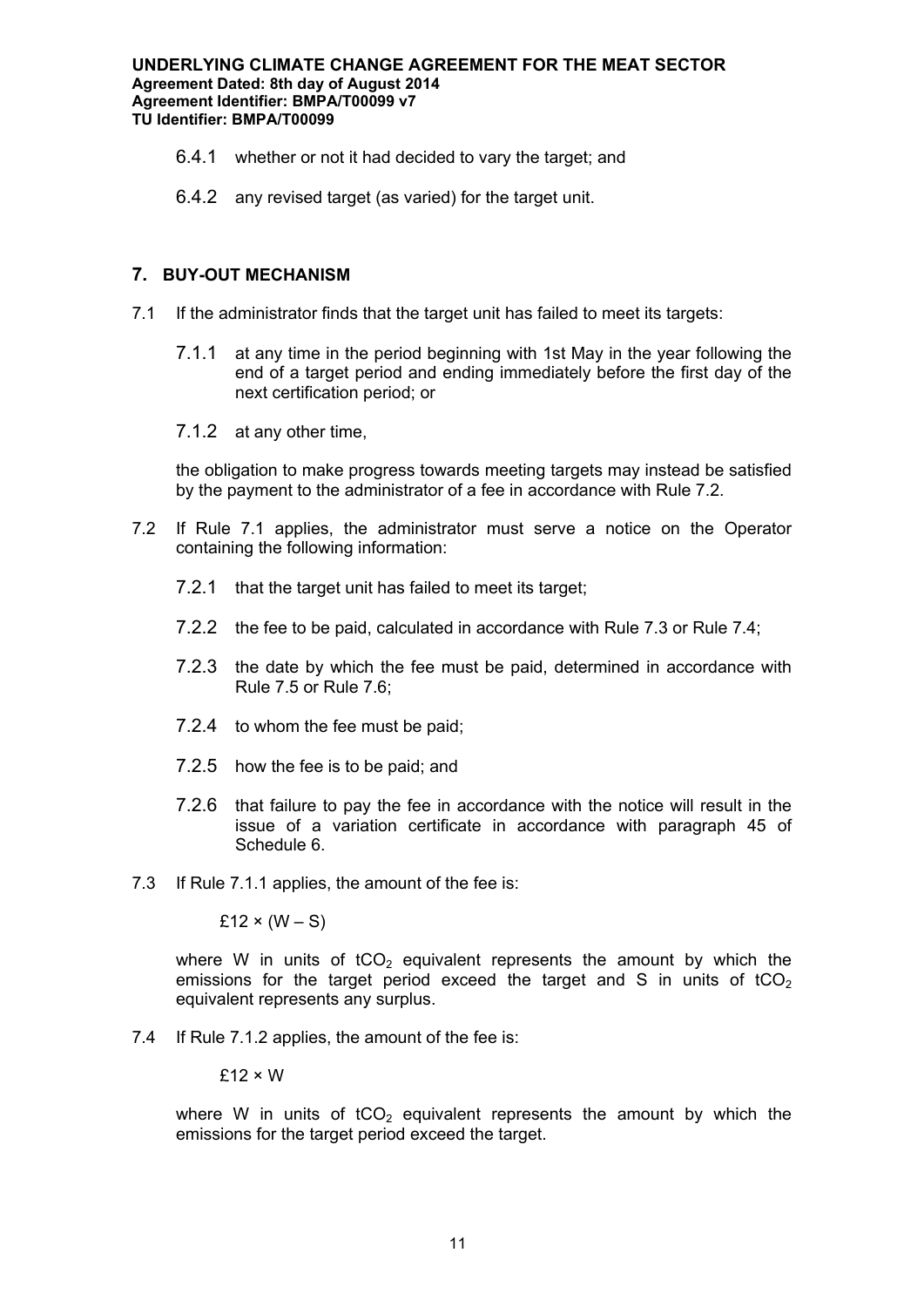6.4.1 whether or not it had decided to vary the target; and

6.4.2 any revised target (as varied) for the target unit.

## 7. BUY-OUT MECHANISM

7.1 If the administrator finds that the target unit has failed to meet its targets:

7.1.1 at any time in the period beginning with 1st May in the year following the end of a target period and ending immediately before the first day of the next certification period; or

7.1.2 at any other time,

the obligation to make progress towards meeting targets may instead be satisfied by the payment to the administrator of a fee in accordance with Rule 7.2.

7.2 If Rule 7.1 applies, the administrator must serve a notice on the Operator containing the following information:

7.2.1 that the target unit has failed to meet its target;

7.2.2 the fee to be paid, calculated in accordance with Rule 7.3 or Rule 7.4;

7.2.3 the date by which the fee must be paid, determined in accordance with Rule 7.5 or Rule 7.6;

7.2.4 to whom the fee must be paid;

7.2.5 how the fee is to be paid; and

7.2.6 that failure to pay the fee in accordance with the notice will result in the issue of a variation certificate in accordance with paragraph 45 of Schedule 6.

7.3 If Rule 7.1.1 applies, the amount of the fee is:

$$£12 \times (W - S)$$

where W in units of $tCO_2$ equivalent represents the amount by which the emissions for the target period exceed the target and S in units of $tCO_2$ equivalent represents any surplus.

7.4 If Rule 7.1.2 applies, the amount of the fee is:

$$£12 \times W$$

where W in units of $tCO_2$ equivalent represents the amount by which the emissions for the target period exceed the target.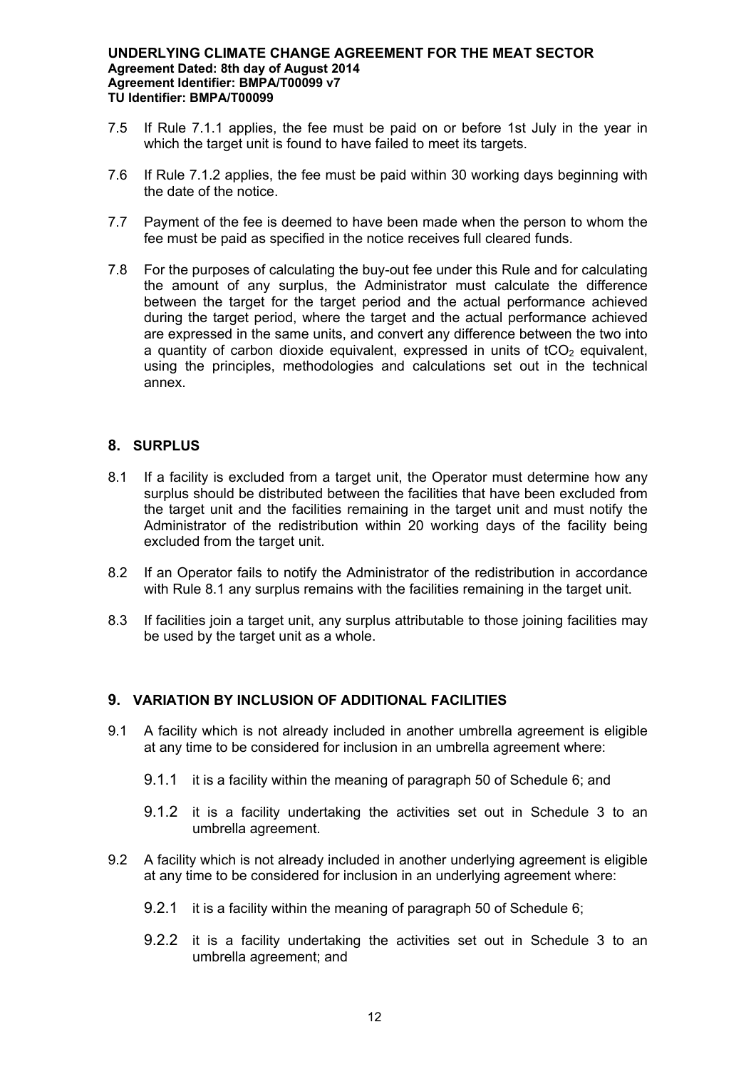7.5 If Rule 7.1.1 applies, the fee must be paid on or before 1st July in the year in which the target unit is found to have failed to meet its targets.

7.6 If Rule 7.1.2 applies, the fee must be paid within 30 working days beginning with the date of the notice.

7.7 Payment of the fee is deemed to have been made when the person to whom the fee must be paid as specified in the notice receives full cleared funds.

7.8 For the purposes of calculating the buy-out fee under this Rule and for calculating the amount of any surplus, the Administrator must calculate the difference between the target for the target period and the actual performance achieved during the target period, where the target and the actual performance achieved are expressed in the same units, and convert any difference between the two into a quantity of carbon dioxide equivalent, expressed in units of $tCO_2$ equivalent, using the principles, methodologies and calculations set out in the technical annex.

## 8. SURPLUS

8.1 If a facility is excluded from a target unit, the Operator must determine how any surplus should be distributed between the facilities that have been excluded from the target unit and the facilities remaining in the target unit and must notify the Administrator of the redistribution within 20 working days of the facility being excluded from the target unit.

8.2 If an Operator fails to notify the Administrator of the redistribution in accordance with Rule 8.1 any surplus remains with the facilities remaining in the target unit.

8.3 If facilities join a target unit, any surplus attributable to those joining facilities may be used by the target unit as a whole.

## 9. VARIATION BY INCLUSION OF ADDITIONAL FACILITIES

9.1 A facility which is not already included in another umbrella agreement is eligible at any time to be considered for inclusion in an umbrella agreement where:

- 9.1.1 it is a facility within the meaning of paragraph 50 of Schedule 6; and
- 9.1.2 it is a facility undertaking the activities set out in Schedule 3 to an umbrella agreement.

9.2 A facility which is not already included in another underlying agreement is eligible at any time to be considered for inclusion in an underlying agreement where:

- 9.2.1 it is a facility within the meaning of paragraph 50 of Schedule 6;
- 9.2.2 it is a facility undertaking the activities set out in Schedule 3 to an umbrella agreement; and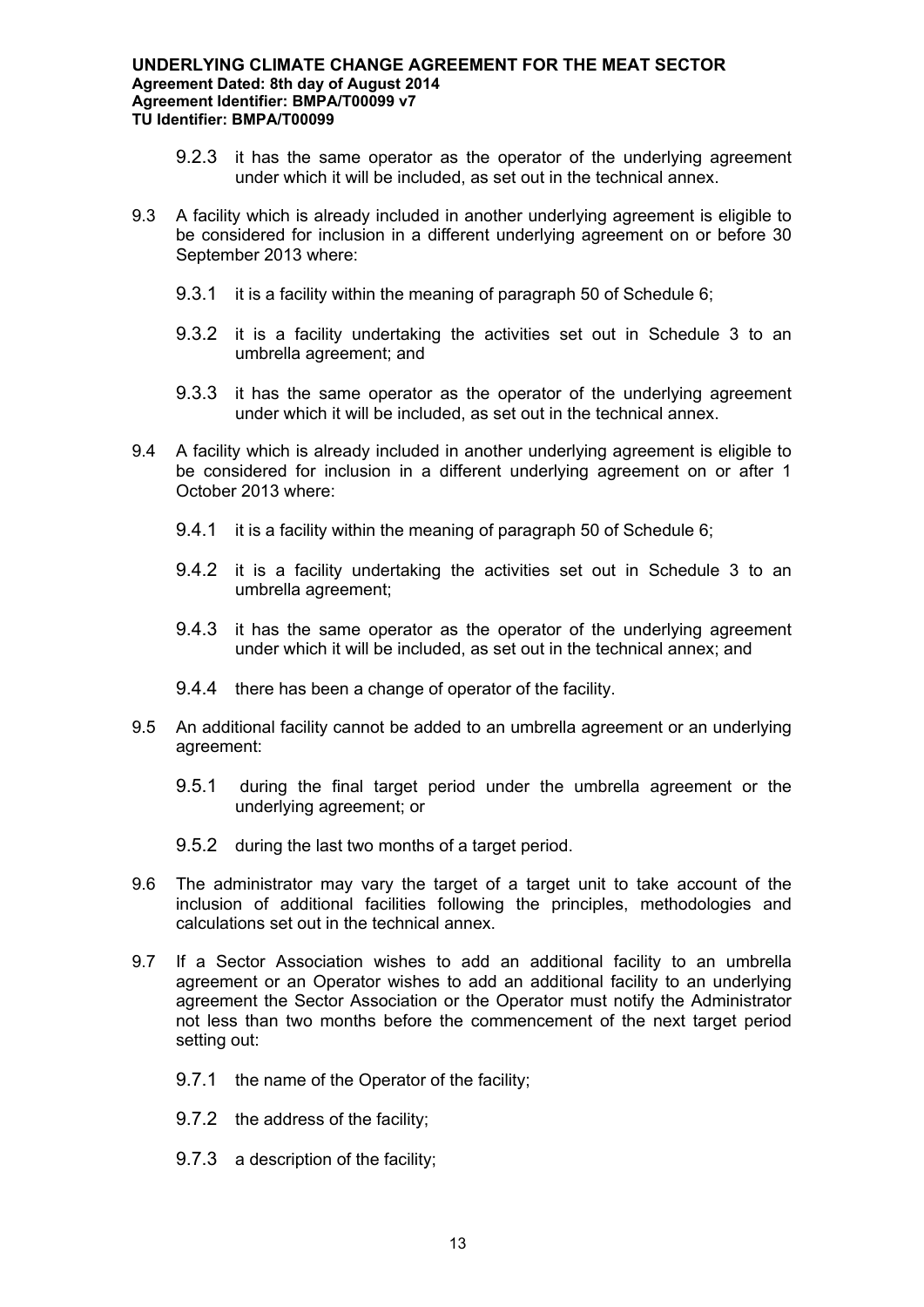9.2.3 it has the same operator as the operator of the underlying agreement under which it will be included, as set out in the technical annex.

9.3 A facility which is already included in another underlying agreement is eligible to be considered for inclusion in a different underlying agreement on or before 30 September 2013 where:

9.3.1 it is a facility within the meaning of paragraph 50 of Schedule 6;

9.3.2 it is a facility undertaking the activities set out in Schedule 3 to an umbrella agreement; and

9.3.3 it has the same operator as the operator of the underlying agreement under which it will be included, as set out in the technical annex.

9.4 A facility which is already included in another underlying agreement is eligible to be considered for inclusion in a different underlying agreement on or after 1 October 2013 where:

9.4.1 it is a facility within the meaning of paragraph 50 of Schedule 6;

9.4.2 it is a facility undertaking the activities set out in Schedule 3 to an umbrella agreement;

9.4.3 it has the same operator as the operator of the underlying agreement under which it will be included, as set out in the technical annex; and

9.4.4 there has been a change of operator of the facility.

9.5 An additional facility cannot be added to an umbrella agreement or an underlying agreement:

9.5.1 during the final target period under the umbrella agreement or the underlying agreement; or

9.5.2 during the last two months of a target period.

9.6 The administrator may vary the target of a target unit to take account of the inclusion of additional facilities following the principles, methodologies and calculations set out in the technical annex.

9.7 If a Sector Association wishes to add an additional facility to an umbrella agreement or an Operator wishes to add an additional facility to an underlying agreement the Sector Association or the Operator must notify the Administrator not less than two months before the commencement of the next target period setting out:

9.7.1 the name of the Operator of the facility;

9.7.2 the address of the facility;

9.7.3 a description of the facility;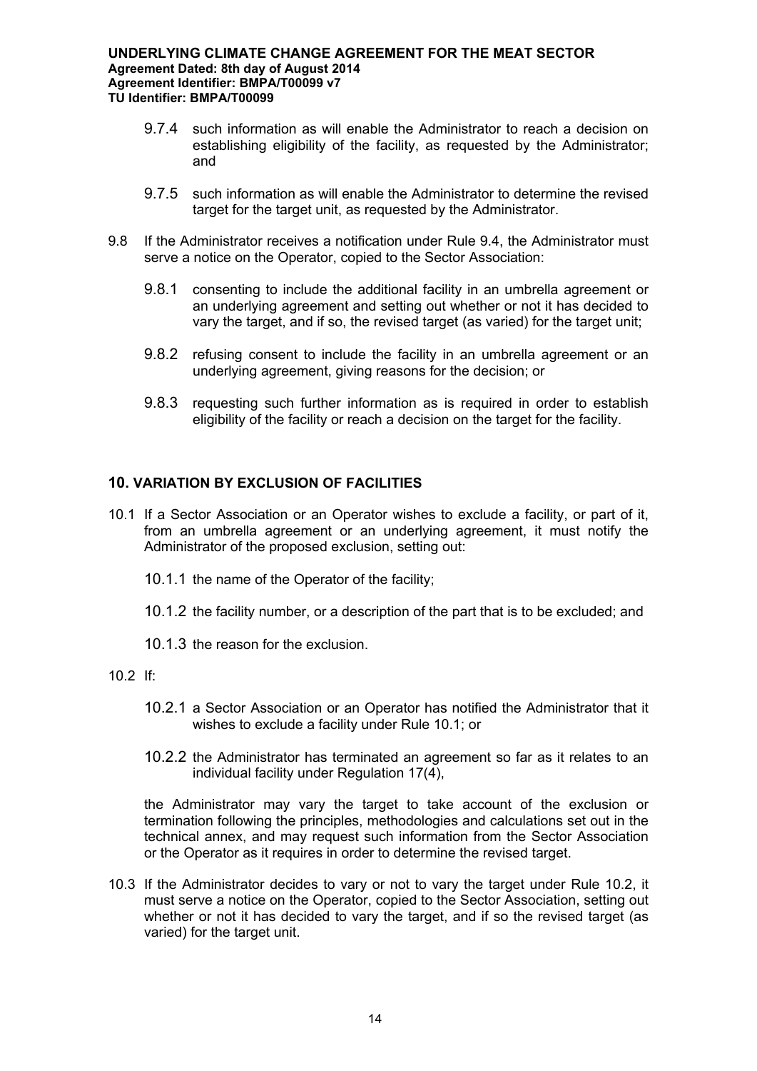9.7.4 such information as will enable the Administrator to reach a decision on establishing eligibility of the facility, as requested by the Administrator; and

9.7.5 such information as will enable the Administrator to determine the revised target for the target unit, as requested by the Administrator.

9.8 If the Administrator receives a notification under Rule 9.4, the Administrator must serve a notice on the Operator, copied to the Sector Association:

9.8.1 consenting to include the additional facility in an umbrella agreement or an underlying agreement and setting out whether or not it has decided to vary the target, and if so, the revised target (as varied) for the target unit;

9.8.2 refusing consent to include the facility in an umbrella agreement or an underlying agreement, giving reasons for the decision; or

9.8.3 requesting such further information as is required in order to establish eligibility of the facility or reach a decision on the target for the facility.

## 10. VARIATION BY EXCLUSION OF FACILITIES

10.1 If a Sector Association or an Operator wishes to exclude a facility, or part of it, from an umbrella agreement or an underlying agreement, it must notify the Administrator of the proposed exclusion, setting out:

10.1.1 the name of the Operator of the facility;

10.1.2 the facility number, or a description of the part that is to be excluded; and

10.1.3 the reason for the exclusion.

10.2 If:

10.2.1 a Sector Association or an Operator has notified the Administrator that it wishes to exclude a facility under Rule 10.1; or

10.2.2 the Administrator has terminated an agreement so far as it relates to an individual facility under Regulation 17(4),

the Administrator may vary the target to take account of the exclusion or termination following the principles, methodologies and calculations set out in the technical annex, and may request such information from the Sector Association or the Operator as it requires in order to determine the revised target.

10.3 If the Administrator decides to vary or not to vary the target under Rule 10.2, it must serve a notice on the Operator, copied to the Sector Association, setting out whether or not it has decided to vary the target, and if so the revised target (as varied) for the target unit.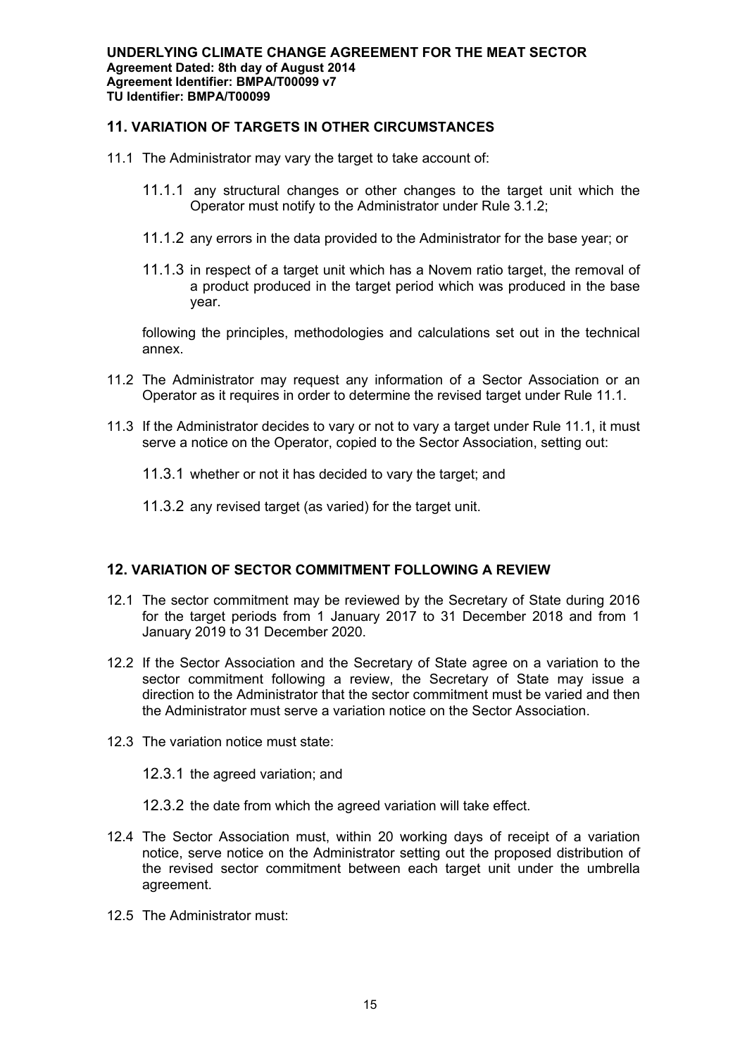## 11. VARIATION OF TARGETS IN OTHER CIRCUMSTANCES

11.1 The Administrator may vary the target to take account of:

11.1.1 any structural changes or other changes to the target unit which the Operator must notify to the Administrator under Rule 3.1.2;

11.1.2 any errors in the data provided to the Administrator for the base year; or

11.1.3 in respect of a target unit which has a Novem ratio target, the removal of a product produced in the target period which was produced in the base year.

following the principles, methodologies and calculations set out in the technical annex.

11.2 The Administrator may request any information of a Sector Association or an Operator as it requires in order to determine the revised target under Rule 11.1.

11.3 If the Administrator decides to vary or not to vary a target under Rule 11.1, it must serve a notice on the Operator, copied to the Sector Association, setting out:

11.3.1 whether or not it has decided to vary the target; and

11.3.2 any revised target (as varied) for the target unit.

## 12. VARIATION OF SECTOR COMMITMENT FOLLOWING A REVIEW

12.1 The sector commitment may be reviewed by the Secretary of State during 2016 for the target periods from 1 January 2017 to 31 December 2018 and from 1 January 2019 to 31 December 2020.

12.2 If the Sector Association and the Secretary of State agree on a variation to the sector commitment following a review, the Secretary of State may issue a direction to the Administrator that the sector commitment must be varied and then the Administrator must serve a variation notice on the Sector Association.

12.3 The variation notice must state:

12.3.1 the agreed variation; and

12.3.2 the date from which the agreed variation will take effect.

12.4 The Sector Association must, within 20 working days of receipt of a variation notice, serve notice on the Administrator setting out the proposed distribution of the revised sector commitment between each target unit under the umbrella agreement.

12.5 The Administrator must: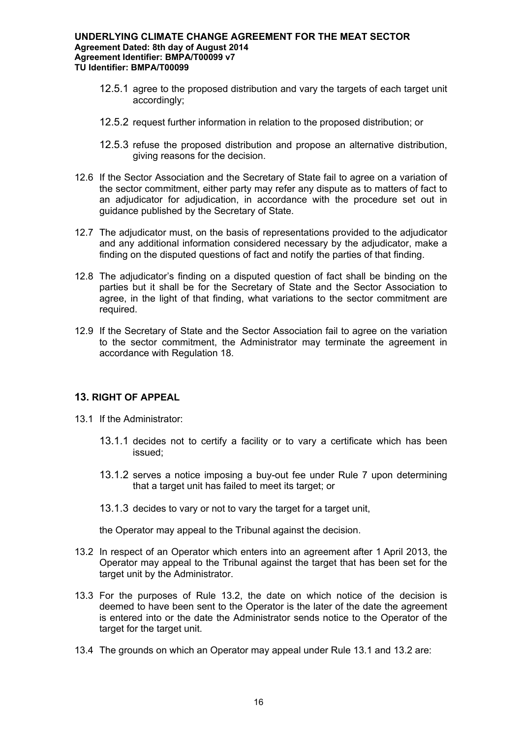12.5.1 agree to the proposed distribution and vary the targets of each target unit accordingly;

12.5.2 request further information in relation to the proposed distribution; or

12.5.3 refuse the proposed distribution and propose an alternative distribution, giving reasons for the decision.

12.6 If the Sector Association and the Secretary of State fail to agree on a variation of the sector commitment, either party may refer any dispute as to matters of fact to an adjudicator for adjudication, in accordance with the procedure set out in guidance published by the Secretary of State.

12.7 The adjudicator must, on the basis of representations provided to the adjudicator and any additional information considered necessary by the adjudicator, make a finding on the disputed questions of fact and notify the parties of that finding.

12.8 The adjudicator's finding on a disputed question of fact shall be binding on the parties but it shall be for the Secretary of State and the Sector Association to agree, in the light of that finding, what variations to the sector commitment are required.

12.9 If the Secretary of State and the Sector Association fail to agree on the variation to the sector commitment, the Administrator may terminate the agreement in accordance with Regulation 18.

## 13. RIGHT OF APPEAL

13.1 If the Administrator:

13.1.1 decides not to certify a facility or to vary a certificate which has been issued;

13.1.2 serves a notice imposing a buy-out fee under Rule 7 upon determining that a target unit has failed to meet its target; or

13.1.3 decides to vary or not to vary the target for a target unit,

the Operator may appeal to the Tribunal against the decision.

13.2 In respect of an Operator which enters into an agreement after 1 April 2013, the Operator may appeal to the Tribunal against the target that has been set for the target unit by the Administrator.

13.3 For the purposes of Rule 13.2, the date on which notice of the decision is deemed to have been sent to the Operator is the later of the date the agreement is entered into or the date the Administrator sends notice to the Operator of the target for the target unit.

13.4 The grounds on which an Operator may appeal under Rule 13.1 and 13.2 are: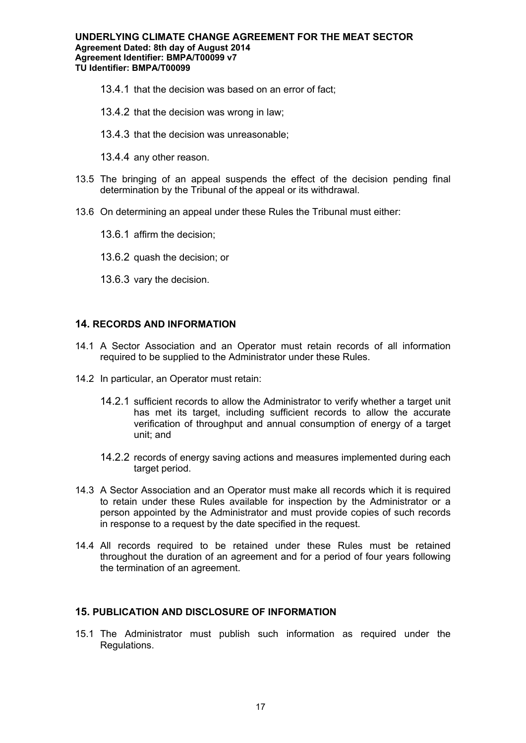13.4.1 that the decision was based on an error of fact;

13.4.2 that the decision was wrong in law;

13.4.3 that the decision was unreasonable;

13.4.4 any other reason.

13.5 The bringing of an appeal suspends the effect of the decision pending final determination by the Tribunal of the appeal or its withdrawal.

13.6 On determining an appeal under these Rules the Tribunal must either:

13.6.1 affirm the decision;

13.6.2 quash the decision; or

13.6.3 vary the decision.

## 14. RECORDS AND INFORMATION

14.1 A Sector Association and an Operator must retain records of all information required to be supplied to the Administrator under these Rules.

14.2 In particular, an Operator must retain:

14.2.1 sufficient records to allow the Administrator to verify whether a target unit has met its target, including sufficient records to allow the accurate verification of throughput and annual consumption of energy of a target unit; and

14.2.2 records of energy saving actions and measures implemented during each target period.

14.3 A Sector Association and an Operator must make all records which it is required to retain under these Rules available for inspection by the Administrator or a person appointed by the Administrator and must provide copies of such records in response to a request by the date specified in the request.

14.4 All records required to be retained under these Rules must be retained throughout the duration of an agreement and for a period of four years following the termination of an agreement.

## 15. PUBLICATION AND DISCLOSURE OF INFORMATION

15.1 The Administrator must publish such information as required under the Regulations.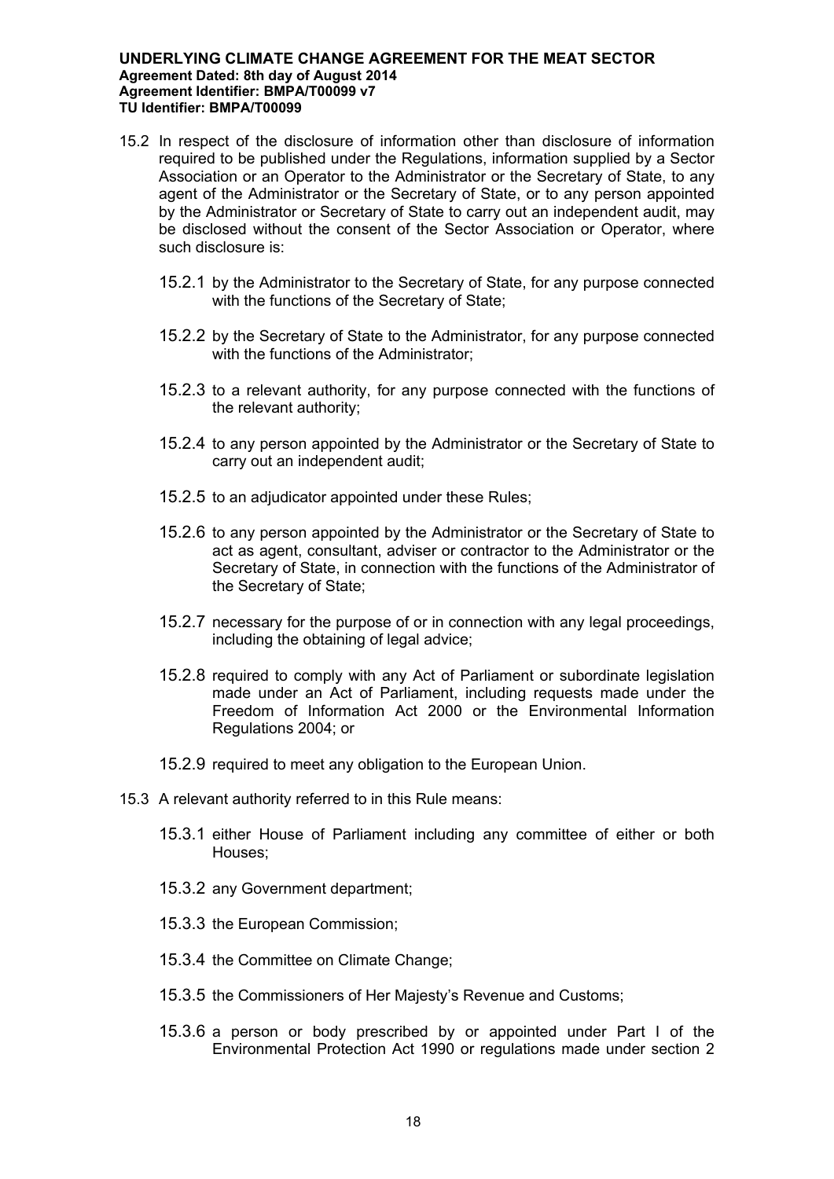15.2 In respect of the disclosure of information other than disclosure of information required to be published under the Regulations, information supplied by a Sector Association or an Operator to the Administrator or the Secretary of State, to any agent of the Administrator or the Secretary of State, or to any person appointed by the Administrator or Secretary of State to carry out an independent audit, may be disclosed without the consent of the Sector Association or Operator, where such disclosure is:

15.2.1 by the Administrator to the Secretary of State, for any purpose connected with the functions of the Secretary of State;

15.2.2 by the Secretary of State to the Administrator, for any purpose connected with the functions of the Administrator;

15.2.3 to a relevant authority, for any purpose connected with the functions of the relevant authority;

15.2.4 to any person appointed by the Administrator or the Secretary of State to carry out an independent audit;

15.2.5 to an adjudicator appointed under these Rules;

15.2.6 to any person appointed by the Administrator or the Secretary of State to act as agent, consultant, adviser or contractor to the Administrator or the Secretary of State, in connection with the functions of the Administrator of the Secretary of State;

15.2.7 necessary for the purpose of or in connection with any legal proceedings, including the obtaining of legal advice;

15.2.8 required to comply with any Act of Parliament or subordinate legislation made under an Act of Parliament, including requests made under the Freedom of Information Act 2000 or the Environmental Information Regulations 2004; or

15.2.9 required to meet any obligation to the European Union.

15.3 A relevant authority referred to in this Rule means:

15.3.1 either House of Parliament including any committee of either or both Houses;

15.3.2 any Government department;

15.3.3 the European Commission;

15.3.4 the Committee on Climate Change;

15.3.5 the Commissioners of Her Majesty's Revenue and Customs;

15.3.6 a person or body prescribed by or appointed under Part I of the Environmental Protection Act 1990 or regulations made under section 2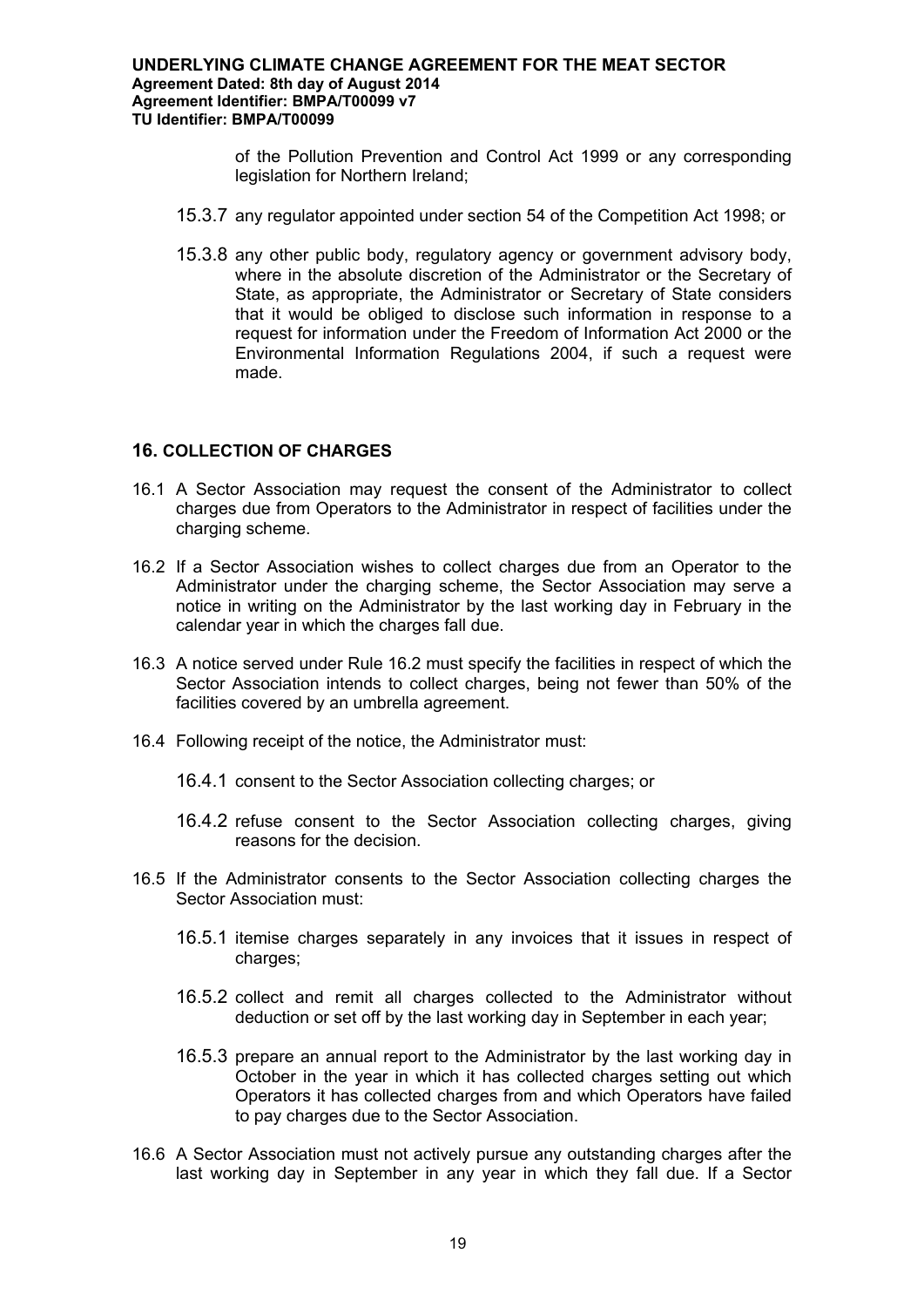of the Pollution Prevention and Control Act 1999 or any corresponding legislation for Northern Ireland;

15.3.7 any regulator appointed under section 54 of the Competition Act 1998; or

15.3.8 any other public body, regulatory agency or government advisory body, where in the absolute discretion of the Administrator or the Secretary of State, as appropriate, the Administrator or Secretary of State considers that it would be obliged to disclose such information in response to a request for information under the Freedom of Information Act 2000 or the Environmental Information Regulations 2004, if such a request were made.

## 16. COLLECTION OF CHARGES

16.1 A Sector Association may request the consent of the Administrator to collect charges due from Operators to the Administrator in respect of facilities under the charging scheme.

16.2 If a Sector Association wishes to collect charges due from an Operator to the Administrator under the charging scheme, the Sector Association may serve a notice in writing on the Administrator by the last working day in February in the calendar year in which the charges fall due.

16.3 A notice served under Rule 16.2 must specify the facilities in respect of which the Sector Association intends to collect charges, being not fewer than 50% of the facilities covered by an umbrella agreement.

16.4 Following receipt of the notice, the Administrator must:

16.4.1 consent to the Sector Association collecting charges; or

16.4.2 refuse consent to the Sector Association collecting charges, giving reasons for the decision.

16.5 If the Administrator consents to the Sector Association collecting charges the Sector Association must:

16.5.1 itemise charges separately in any invoices that it issues in respect of charges;

16.5.2 collect and remit all charges collected to the Administrator without deduction or set off by the last working day in September in each year;

16.5.3 prepare an annual report to the Administrator by the last working day in October in the year in which it has collected charges setting out which Operators it has collected charges from and which Operators have failed to pay charges due to the Sector Association.

16.6 A Sector Association must not actively pursue any outstanding charges after the last working day in September in any year in which they fall due. If a Sector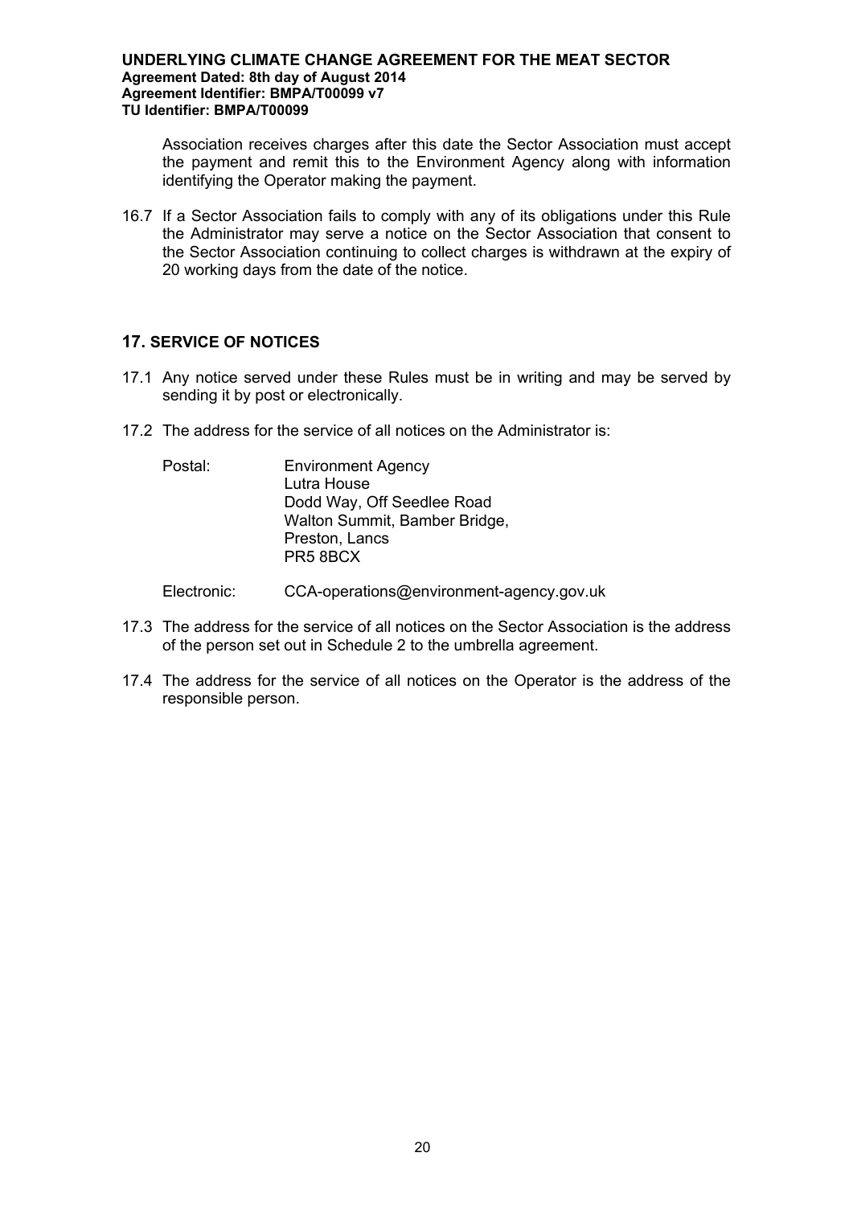Association receives charges after this date the Sector Association must accept the payment and remit this to the Environment Agency along with information identifying the Operator making the payment.

16.7 If a Sector Association fails to comply with any of its obligations under this Rule the Administrator may serve a notice on the Sector Association that consent to the Sector Association continuing to collect charges is withdrawn at the expiry of 20 working days from the date of the notice.

## 17. SERVICE OF NOTICES

17.1 Any notice served under these Rules must be in writing and may be served by sending it by post or electronically.

17.2 The address for the service of all notices on the Administrator is:

Postal: Environment Agency
Lutra House
Dodd Way, Off Seedlee Road
Walton Summit, Bamber Bridge,
Preston, Lancs
PR5 8BCX

Electronic: CCA-operations@environment-agency.gov.uk

17.3 The address for the service of all notices on the Sector Association is the address of the person set out in Schedule 2 to the umbrella agreement.

17.4 The address for the service of all notices on the Operator is the address of the responsible person.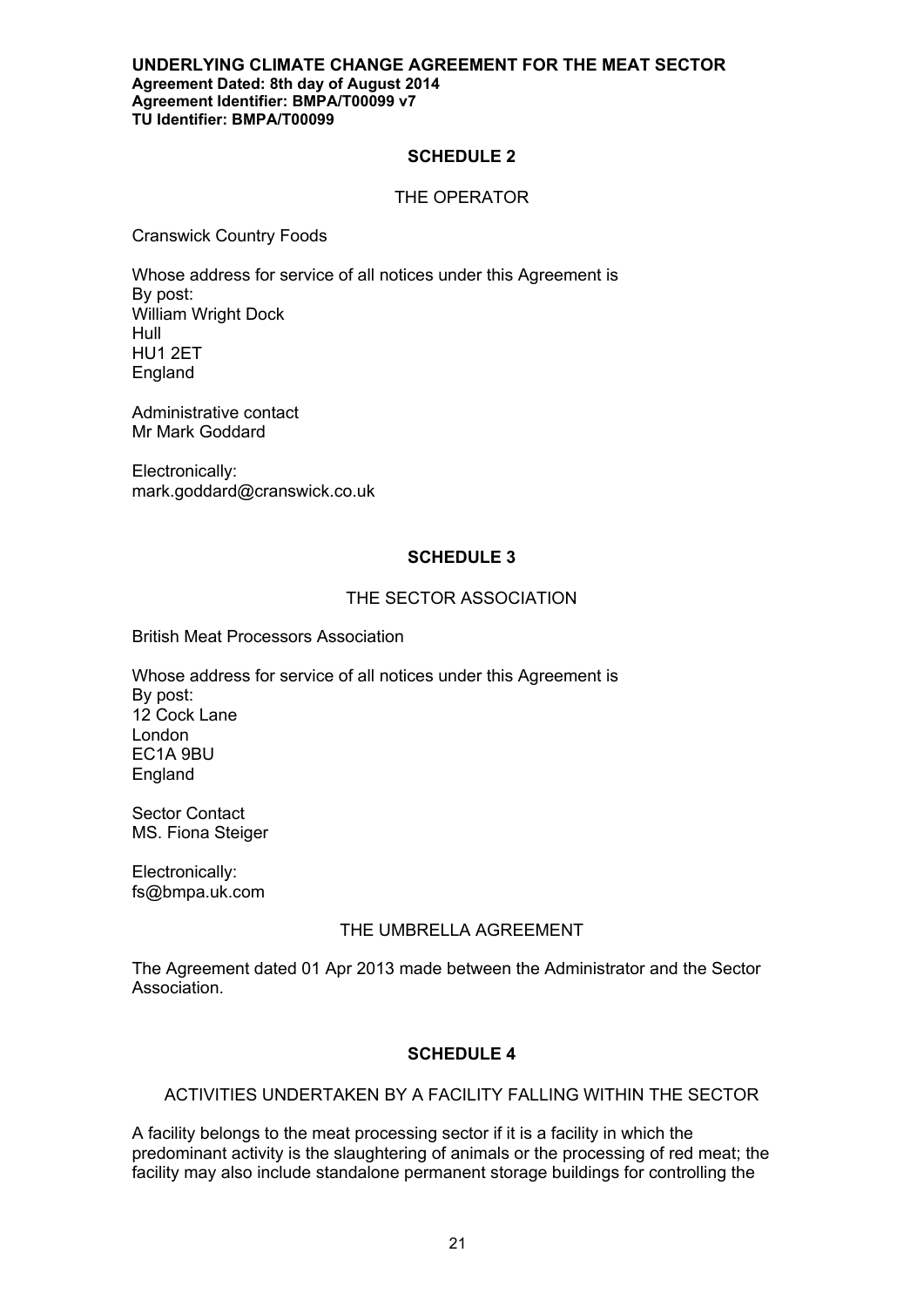**UNDERLYING CLIMATE CHANGE AGREEMENT FOR THE MEAT SECTOR**
**Agreement Dated: 8th day of August 2014**
**Agreement Identifier: BMPA/T00099 v7**
**TU Identifier: BMPA/T00099**

## SCHEDULE 2

### THE OPERATOR

Cranswick Country Foods

Whose address for service of all notices under this Agreement is
By post:
William Wright Dock
Hull
HU1 2ET
England

Administrative contact
Mr Mark Goddard

Electronically:
mark.goddard@cranswick.co.uk

## SCHEDULE 3

### THE SECTOR ASSOCIATION

British Meat Processors Association

Whose address for service of all notices under this Agreement is
By post:
12 Cock Lane
London
EC1A 9BU
England

Sector Contact
MS. Fiona Steiger

Electronically:
fs@bmpa.uk.com

### THE UMBRELLA AGREEMENT

The Agreement dated 01 Apr 2013 made between the Administrator and the Sector Association.

## SCHEDULE 4

### ACTIVITIES UNDERTAKEN BY A FACILITY FALLING WITHIN THE SECTOR

A facility belongs to the meat processing sector if it is a facility in which the predominant activity is the slaughtering of animals or the processing of red meat; the facility may also include standalone permanent storage buildings for controlling the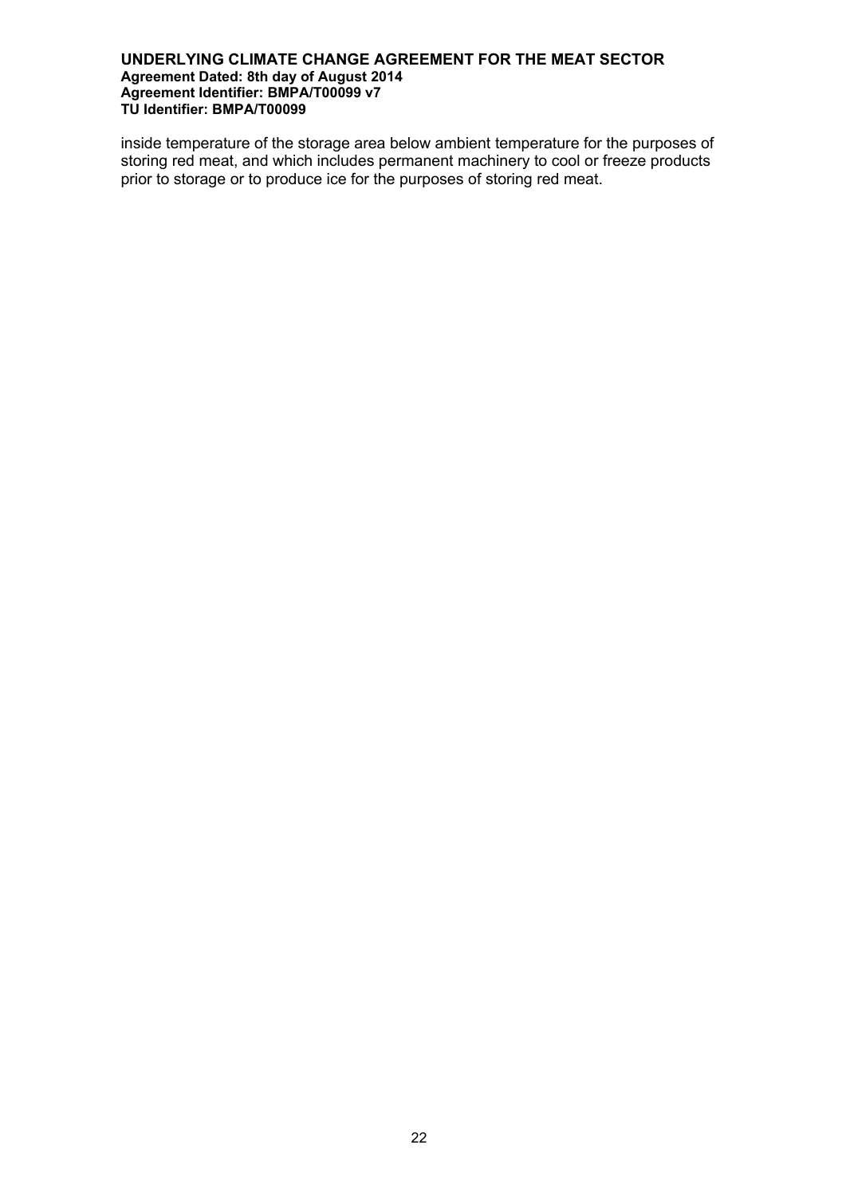inside temperature of the storage area below ambient temperature for the purposes of storing red meat, and which includes permanent machinery to cool or freeze products prior to storage or to produce ice for the purposes of storing red meat.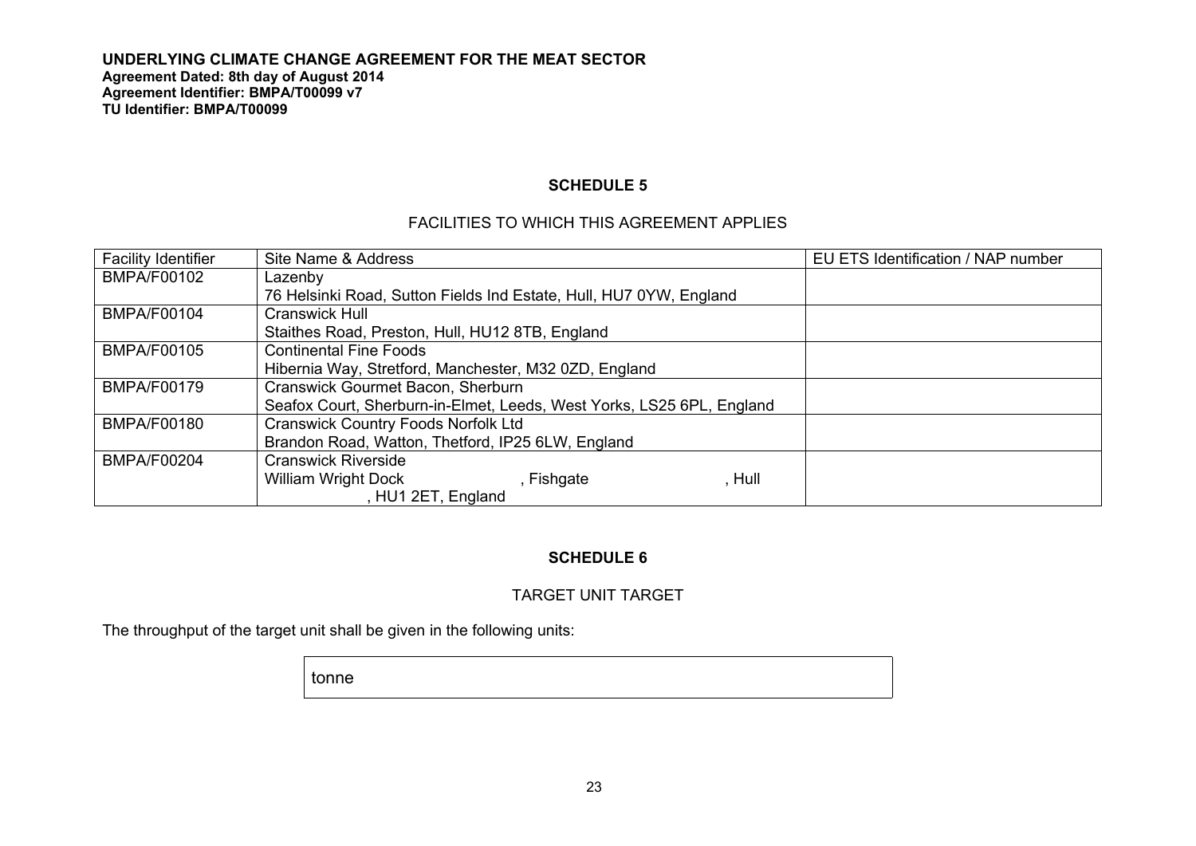**UNDERLYING CLIMATE CHANGE AGREEMENT FOR THE MEAT SECTOR**
**Agreement Dated: 8th day of August 2014**
**Agreement Identifier: BMPA/T00099 v7**
**TU Identifier: BMPA/T00099**

## SCHEDULE 5

FACILITIES TO WHICH THIS AGREEMENT APPLIES

| Facility Identifier | Site Name & Address | EU ETS Identification / NAP number |
|---|---|---|
| BMPA/F00102 | Lazenby<br>76 Helsinki Road, Sutton Fields Ind Estate, Hull, HU7 0YW, England | |
| BMPA/F00104 | Cranswick Hull<br>Staithes Road, Preston, Hull, HU12 8TB, England | |
| BMPA/F00105 | Continental Fine Foods<br>Hibernia Way, Stretford, Manchester, M32 0ZD, England | |
| BMPA/F00179 | Cranswick Gourmet Bacon, Sherburn<br>Seafox Court, Sherburn-in-Elmet, Leeds, West Yorks, LS25 6PL, England | |
| BMPA/F00180 | Cranswick Country Foods Norfolk Ltd<br>Brandon Road, Watton, Thetford, IP25 6LW, England | |
| BMPA/F00204 | Cranswick Riverside<br>William Wright Dock , Fishgate , Hull , HU1 2ET, England | |

## SCHEDULE 6

TARGET UNIT TARGET

The throughput of the target unit shall be given in the following units:

| tonne |
|---|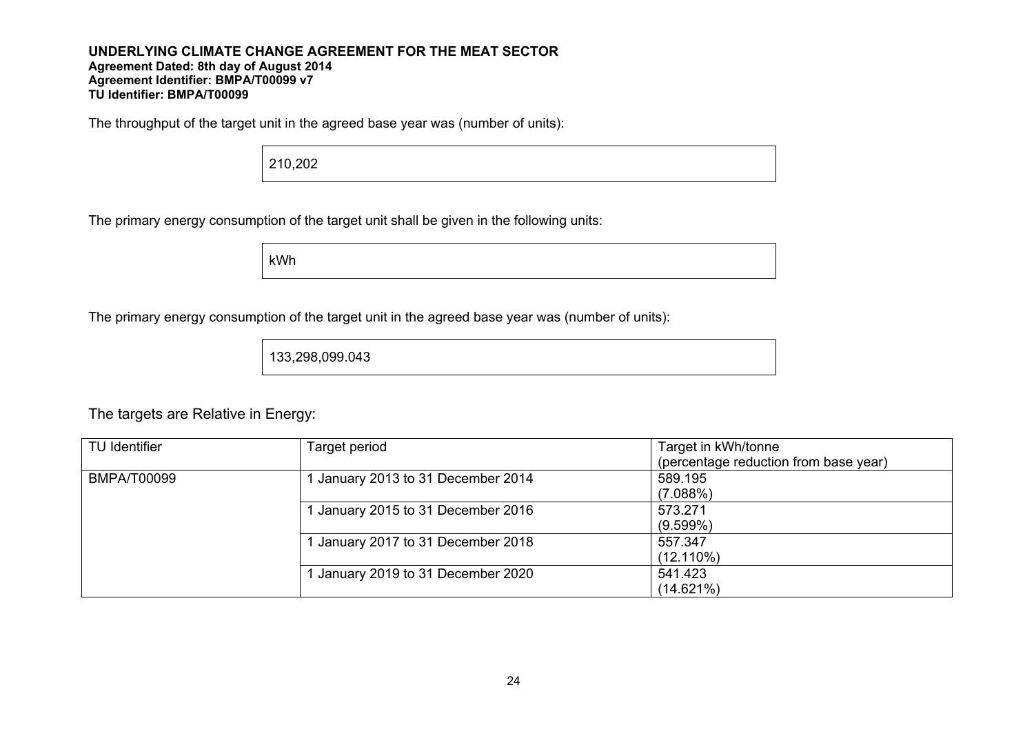**UNDERLYING CLIMATE CHANGE AGREEMENT FOR THE MEAT SECTOR**
**Agreement Dated: 8th day of August 2014**
**Agreement Identifier: BMPA/T00099 v7**
**TU Identifier: BMPA/T00099**

The throughput of the target unit in the agreed base year was (number of units):

210,202

The primary energy consumption of the target unit shall be given in the following units:

kWh

The primary energy consumption of the target unit in the agreed base year was (number of units):

133,298,099.043

The targets are Relative in Energy:

| TU Identifier | Target period | Target in kWh/tonne (percentage reduction from base year) |
|---|---|---|
| BMPA/T00099 | 1 January 2013 to 31 December 2014 | 589.195 (7.088%) |
| | 1 January 2015 to 31 December 2016 | 573.271 (9.599%) |
| | 1 January 2017 to 31 December 2018 | 557.347 (12.110%) |
| | 1 January 2019 to 31 December 2020 | 541.423 (14.621%) |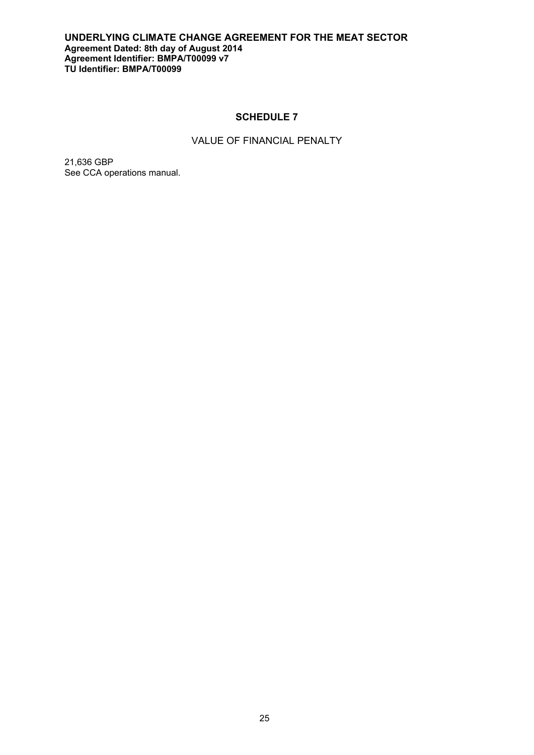## SCHEDULE 7

VALUE OF FINANCIAL PENALTY

21,636 GBP
See CCA operations manual.